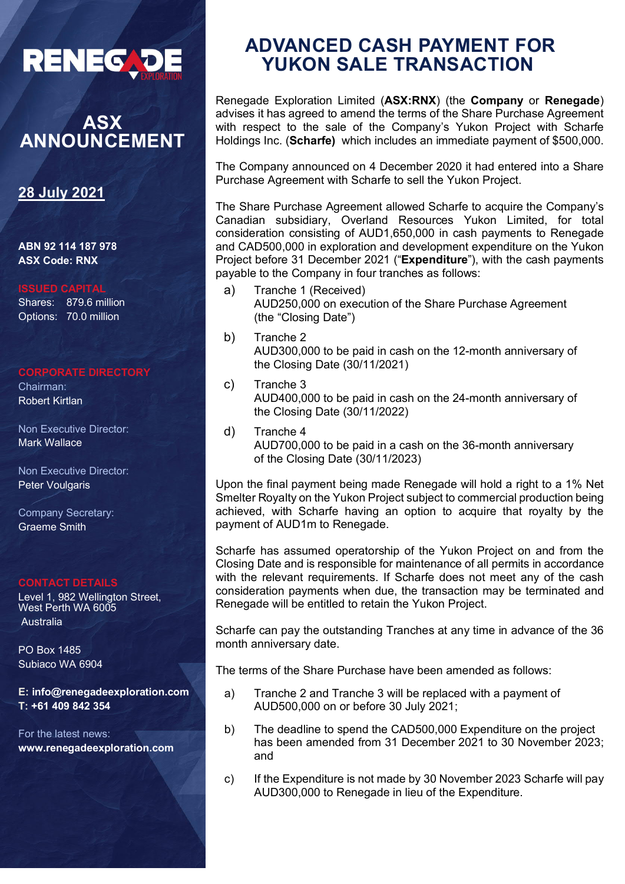RENEGADE EXPLORATION

# ASX ANNOUNCEMENT

**28 July 2021**

**ABN 92 114 187 978**
**ASX Code: RNX**

**ISSUED CAPITAL**
Shares: 879.6 million
Options: 70.0 million

**CORPORATE DIRECTORY**
Chairman:
Robert Kirtlan

Non Executive Director:
Mark Wallace

Non Executive Director:
Peter Voulgaris

Company Secretary:
Graeme Smith

**CONTACT DETAILS**
Level 1, 982 Wellington Street,
West Perth WA 6005
Australia

PO Box 1485
Subiaco WA 6904

**E: info@renegadeexploration.com**
**T: +61 409 842 354**

For the latest news:
**www.renegadeexploration.com**

# ADVANCED CASH PAYMENT FOR YUKON SALE TRANSACTION

Renegade Exploration Limited (**ASX:RNX**) (the **Company** or **Renegade**) advises it has agreed to amend the terms of the Share Purchase Agreement with respect to the sale of the Company's Yukon Project with Scharfe Holdings Inc. (**Scharfe**) which includes an immediate payment of $500,000.

The Company announced on 4 December 2020 it had entered into a Share Purchase Agreement with Scharfe to sell the Yukon Project.

The Share Purchase Agreement allowed Scharfe to acquire the Company's Canadian subsidiary, Overland Resources Yukon Limited, for total consideration consisting of AUD1,650,000 in cash payments to Renegade and CAD500,000 in exploration and development expenditure on the Yukon Project before 31 December 2021 ("**Expenditure**"), with the cash payments payable to the Company in four tranches as follows:

a) Tranche 1 (Received)
AUD250,000 on execution of the Share Purchase Agreement (the "Closing Date")

b) Tranche 2
AUD300,000 to be paid in cash on the 12-month anniversary of the Closing Date (30/11/2021)

c) Tranche 3
AUD400,000 to be paid in cash on the 24-month anniversary of the Closing Date (30/11/2022)

d) Tranche 4
AUD700,000 to be paid in a cash on the 36-month anniversary of the Closing Date (30/11/2023)

Upon the final payment being made Renegade will hold a right to a 1% Net Smelter Royalty on the Yukon Project subject to commercial production being achieved, with Scharfe having an option to acquire that royalty by the payment of AUD1m to Renegade.

Scharfe has assumed operatorship of the Yukon Project on and from the Closing Date and is responsible for maintenance of all permits in accordance with the relevant requirements. If Scharfe does not meet any of the cash consideration payments when due, the transaction may be terminated and Renegade will be entitled to retain the Yukon Project.

Scharfe can pay the outstanding Tranches at any time in advance of the 36 month anniversary date.

The terms of the Share Purchase have been amended as follows:

a) Tranche 2 and Tranche 3 will be replaced with a payment of AUD500,000 on or before 30 July 2021;

b) The deadline to spend the CAD500,000 Expenditure on the project has been amended from 31 December 2021 to 30 November 2023; and

c) If the Expenditure is not made by 30 November 2023 Scharfe will pay AUD300,000 to Renegade in lieu of the Expenditure.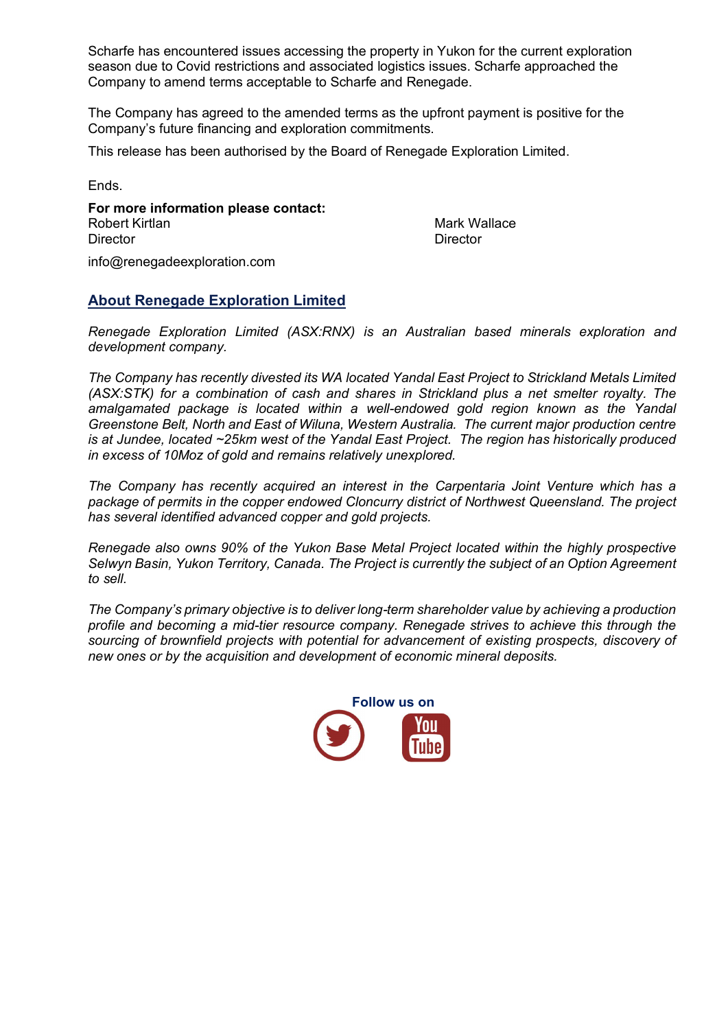Scharfe has encountered issues accessing the property in Yukon for the current exploration season due to Covid restrictions and associated logistics issues. Scharfe approached the Company to amend terms acceptable to Scharfe and Renegade.

The Company has agreed to the amended terms as the upfront payment is positive for the Company's future financing and exploration commitments.

This release has been authorised by the Board of Renegade Exploration Limited.

Ends.

**For more information please contact:**

Robert Kirtlan
Director

Mark Wallace
Director

info@renegadeexploration.com

## About Renegade Exploration Limited

*Renegade Exploration Limited (ASX:RNX) is an Australian based minerals exploration and development company.*

*The Company has recently divested its WA located Yandal East Project to Strickland Metals Limited (ASX:STK) for a combination of cash and shares in Strickland plus a net smelter royalty. The amalgamated package is located within a well-endowed gold region known as the Yandal Greenstone Belt, North and East of Wiluna, Western Australia. The current major production centre is at Jundee, located ~25km west of the Yandal East Project. The region has historically produced in excess of 10Moz of gold and remains relatively unexplored.*

*The Company has recently acquired an interest in the Carpentaria Joint Venture which has a package of permits in the copper endowed Cloncurry district of Northwest Queensland. The project has several identified advanced copper and gold projects.*

*Renegade also owns 90% of the Yukon Base Metal Project located within the highly prospective Selwyn Basin, Yukon Territory, Canada. The Project is currently the subject of an Option Agreement to sell.*

*The Company's primary objective is to deliver long-term shareholder value by achieving a production profile and becoming a mid-tier resource company. Renegade strives to achieve this through the sourcing of brownfield projects with potential for advancement of existing prospects, discovery of new ones or by the acquisition and development of economic mineral deposits.*

**Follow us on**